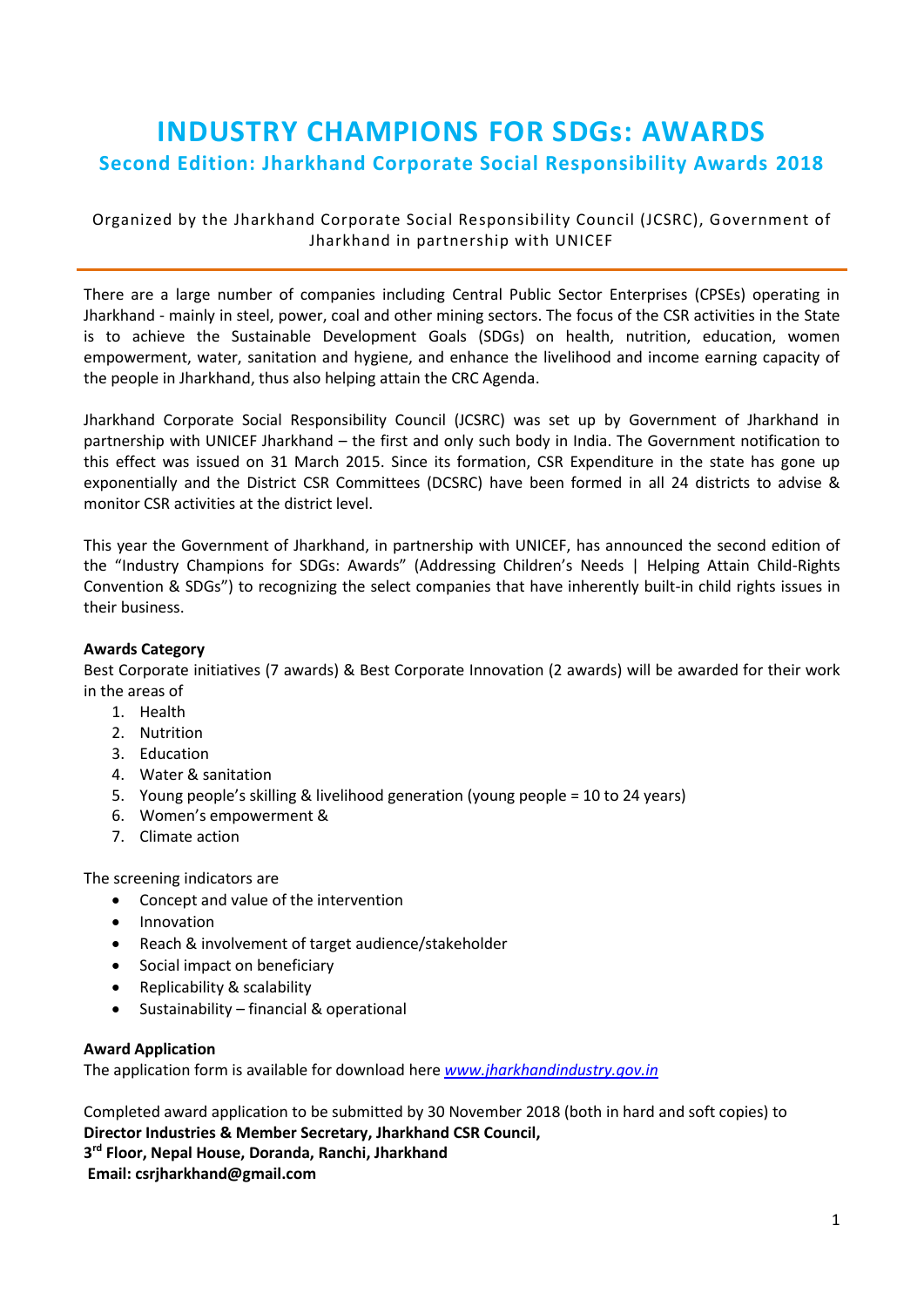# INDUSTRY CHAMPIONS FOR SDGs: AWARDS

## Second Edition: Jharkhand Corporate Social Responsibility Awards 2018

Organized by the Jharkhand Corporate Social Responsibility Council (JCSRC), Government of Jharkhand in partnership with UNICEF

There are a large number of companies including Central Public Sector Enterprises (CPSEs) operating in Jharkhand - mainly in steel, power, coal and other mining sectors. The focus of the CSR activities in the State is to achieve the Sustainable Development Goals (SDGs) on health, nutrition, education, women empowerment, water, sanitation and hygiene, and enhance the livelihood and income earning capacity of the people in Jharkhand, thus also helping attain the CRC Agenda.

Jharkhand Corporate Social Responsibility Council (JCSRC) was set up by Government of Jharkhand in partnership with UNICEF Jharkhand – the first and only such body in India. The Government notification to this effect was issued on 31 March 2015. Since its formation, CSR Expenditure in the state has gone up exponentially and the District CSR Committees (DCSRC) have been formed in all 24 districts to advise & monitor CSR activities at the district level.

This year the Government of Jharkhand, in partnership with UNICEF, has announced the second edition of the "Industry Champions for SDGs: Awards" (Addressing Children's Needs | Helping Attain Child-Rights Convention & SDGs") to recognizing the select companies that have inherently built-in child rights issues in their business.

**Awards Category**

Best Corporate initiatives (7 awards) & Best Corporate Innovation (2 awards) will be awarded for their work in the areas of

1. Health
2. Nutrition
3. Education
4. Water & sanitation
5. Young people's skilling & livelihood generation (young people = 10 to 24 years)
6. Women's empowerment &
7. Climate action

The screening indicators are

- Concept and value of the intervention
- Innovation
- Reach & involvement of target audience/stakeholder
- Social impact on beneficiary
- Replicability & scalability
- Sustainability – financial & operational

**Award Application**

The application form is available for download here *www.jharkhandindustry.gov.in*

Completed award application to be submitted by 30 November 2018 (both in hard and soft copies) to
**Director Industries & Member Secretary, Jharkhand CSR Council,**
**3rd Floor, Nepal House, Doranda, Ranchi, Jharkhand**
**Email: csrjharkhand@gmail.com**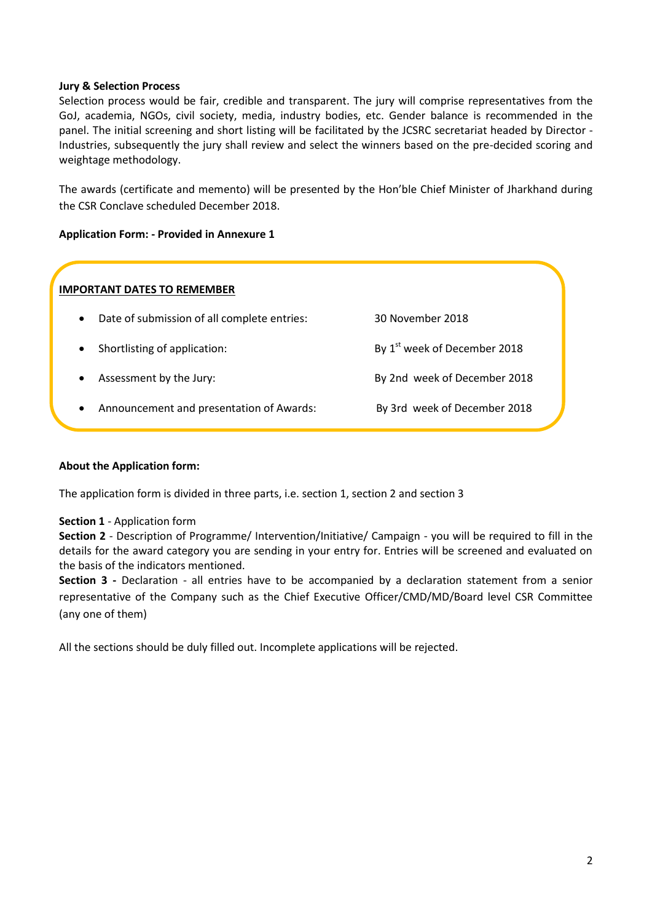**Jury & Selection Process**

Selection process would be fair, credible and transparent. The jury will comprise representatives from the GoJ, academia, NGOs, civil society, media, industry bodies, etc. Gender balance is recommended in the panel. The initial screening and short listing will be facilitated by the JCSRC secretariat headed by Director - Industries, subsequently the jury shall review and select the winners based on the pre-decided scoring and weightage methodology.

The awards (certificate and memento) will be presented by the Hon'ble Chief Minister of Jharkhand during the CSR Conclave scheduled December 2018.

**Application Form: - Provided in Annexure 1**

**IMPORTANT DATES TO REMEMBER**

- Date of submission of all complete entries: 30 November 2018
- Shortlisting of application: By 1st week of December 2018
- Assessment by the Jury: By 2nd week of December 2018
- Announcement and presentation of Awards: By 3rd week of December 2018

**About the Application form:**

The application form is divided in three parts, i.e. section 1, section 2 and section 3

**Section 1** - Application form

**Section 2** - Description of Programme/ Intervention/Initiative/ Campaign - you will be required to fill in the details for the award category you are sending in your entry for. Entries will be screened and evaluated on the basis of the indicators mentioned.

**Section 3 -** Declaration - all entries have to be accompanied by a declaration statement from a senior representative of the Company such as the Chief Executive Officer/CMD/MD/Board level CSR Committee (any one of them)

All the sections should be duly filled out. Incomplete applications will be rejected.